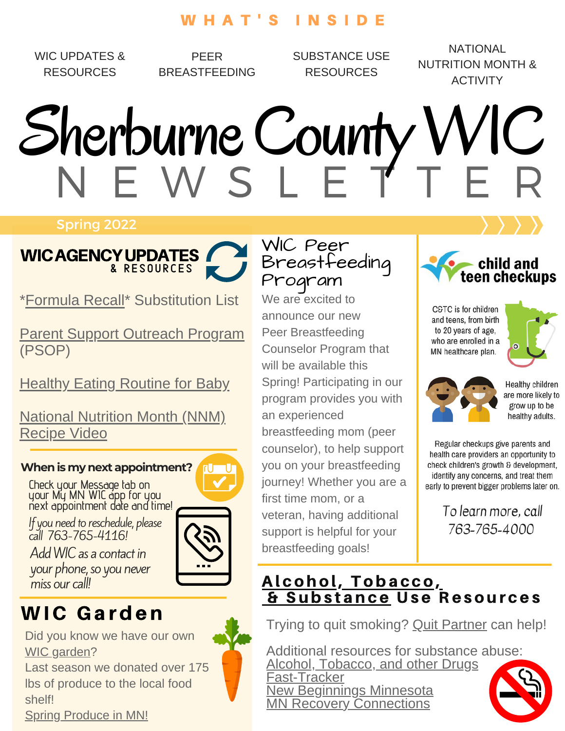# WHAT'S INSIDE

WIC UPDATES & RESOURCES | PEER BREASTFEEDING | SUBSTANCE USE RESOURCES | NATIONAL NUTRITION MONTH & ACTIVITY

# Sherburne County WIC NEWSLETTER

Spring 2022

## WIC AGENCY UPDATES & RESOURCES

*Formula Recall* Substitution List

Parent Support Outreach Program (PSOP)

Healthy Eating Routine for Baby

National Nutrition Month (NNM) Recipe Video

### When is my next appointment?

Check your Message tab on your My MN WIC app for you next appointment date and time!

If you need to reschedule, please call 763-765-4116!

Add WIC as a contact in your phone, so you never miss our call!

## WIC Garden

Did you know we have our own WIC garden?

Last season we donated over 175 lbs of produce to the local food shelf!

Spring Produce in MN!

## WIC Peer Breastfeeding Program

We are excited to announce our new Peer Breastfeeding Counselor Program that will be available this Spring! Participating in our program provides you with an experienced breastfeeding mom (peer counselor), to help support you on your breastfeeding journey! Whether you are a first time mom, or a veteran, having additional support is helpful for your breastfeeding goals!

## child and teen checkups

C&TC is for children and teens, from birth to 20 years of age, who are enrolled in a MN healthcare plan.

Healthy children are more likely to grow up to be healthy adults.

Regular checkups give parents and health care providers an opportunity to check children's growth & development, identify any concerns, and treat them early to prevent bigger problems later on.

To learn more, call 763-765-4000

## Alcohol, Tobacco, & Substance Use Resources

Trying to quit smoking? Quit Partner can help!

Additional resources for substance abuse:

Alcohol, Tobacco, and other Drugs
Fast-Tracker
New Beginnings Minnesota
MN Recovery Connections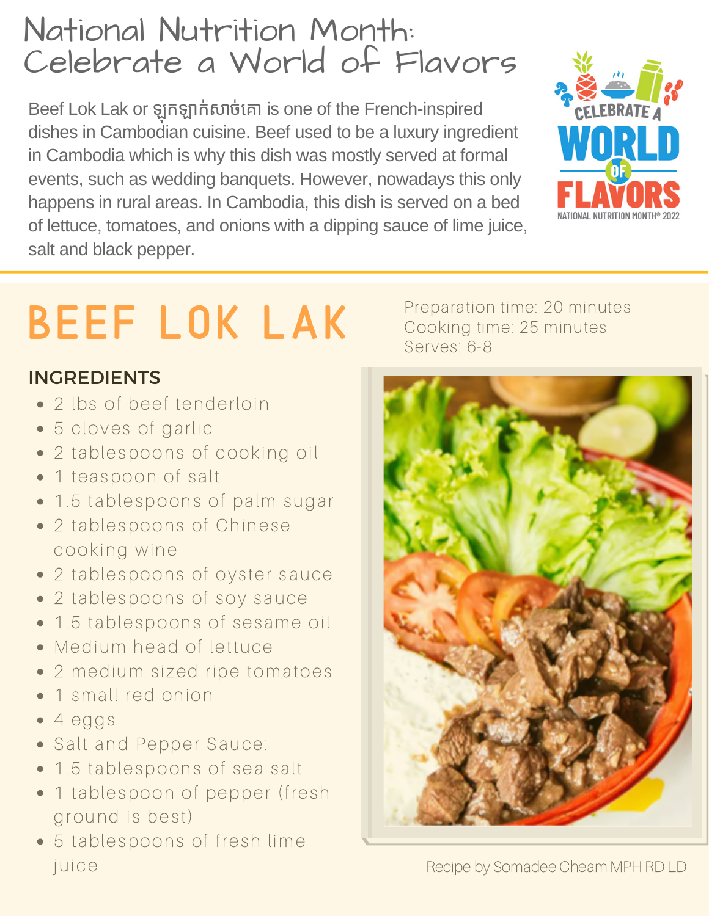# National Nutrition Month: Celebrate a World of Flavors

Beef Lok Lak or ឡុកឡាក់សាច់គោ is one of the French-inspired dishes in Cambodian cuisine. Beef used to be a luxury ingredient in Cambodia which is why this dish was mostly served at formal events, such as wedding banquets. However, nowadays this only happens in rural areas. In Cambodia, this dish is served on a bed of lettuce, tomatoes, and onions with a dipping sauce of lime juice, salt and black pepper.

# BEEF LOK LAK

Preparation time: 20 minutes
Cooking time: 25 minutes
Serves: 6-8

## INGREDIENTS

- 2 lbs of beef tenderloin
- 5 cloves of garlic
- 2 tablespoons of cooking oil
- 1 teaspoon of salt
- 1.5 tablespoons of palm sugar
- 2 tablespoons of Chinese cooking wine
- 2 tablespoons of oyster sauce
- 2 tablespoons of soy sauce
- 1.5 tablespoons of sesame oil
- Medium head of lettuce
- 2 medium sized ripe tomatoes
- 1 small red onion
- 4 eggs
- Salt and Pepper Sauce:
- 1.5 tablespoons of sea salt
- 1 tablespoon of pepper (fresh ground is best)
- 5 tablespoons of fresh lime juice

Recipe by Somadee Cheam MPH RD LD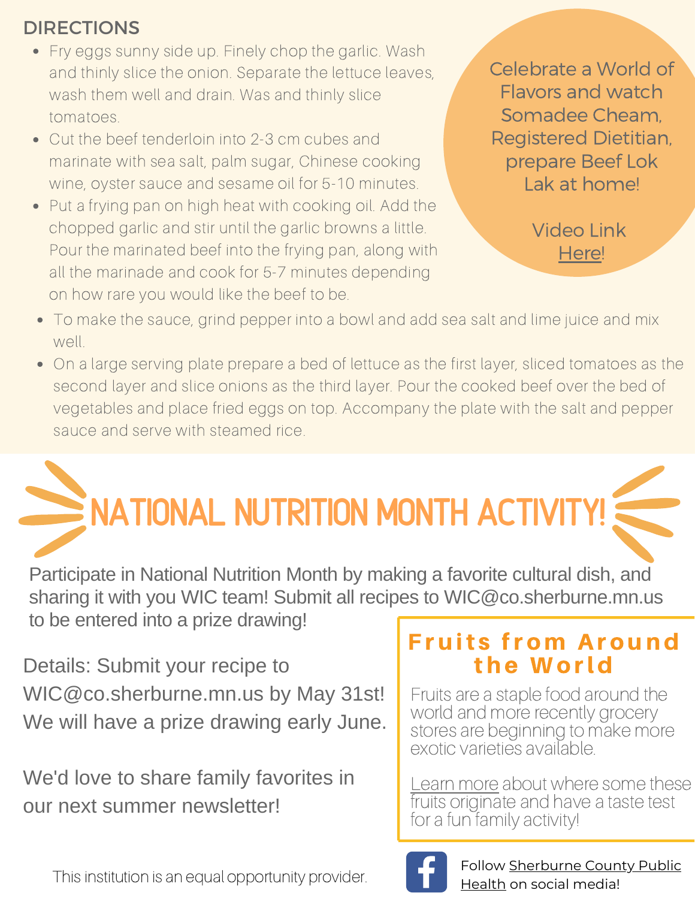## DIRECTIONS

- Fry eggs sunny side up. Finely chop the garlic. Wash and thinly slice the onion. Separate the lettuce leaves, wash them well and drain. Was and thinly slice tomatoes.
- Cut the beef tenderloin into 2-3 cm cubes and marinate with sea salt, palm sugar, Chinese cooking wine, oyster sauce and sesame oil for 5-10 minutes.
- Put a frying pan on high heat with cooking oil. Add the chopped garlic and stir until the garlic browns a little. Pour the marinated beef into the frying pan, along with all the marinade and cook for 5-7 minutes depending on how rare you would like the beef to be.
- To make the sauce, grind pepper into a bowl and add sea salt and lime juice and mix well.
- On a large serving plate prepare a bed of lettuce as the first layer, sliced tomatoes as the second layer and slice onions as the third layer. Pour the cooked beef over the bed of vegetables and place fried eggs on top. Accompany the plate with the salt and pepper sauce and serve with steamed rice.

Celebrate a World of Flavors and watch Somadee Cheam, Registered Dietitian, prepare Beef Lok Lak at home!

Video Link Here!

# NATIONAL NUTRITION MONTH ACTIVITY!

Participate in National Nutrition Month by making a favorite cultural dish, and sharing it with you WIC team! Submit all recipes to WIC@co.sherburne.mn.us to be entered into a prize drawing!

Details: Submit your recipe to WIC@co.sherburne.mn.us by May 31st! We will have a prize drawing early June.

We'd love to share family favorites in our next summer newsletter!

## Fruits from Around the World

Fruits are a staple food around the world and more recently grocery stores are beginning to make more exotic varieties available.

Learn more about where some these fruits originate and have a taste test for a fun family activity!

This institution is an equal opportunity provider.

Follow Sherburne County Public Health on social media!